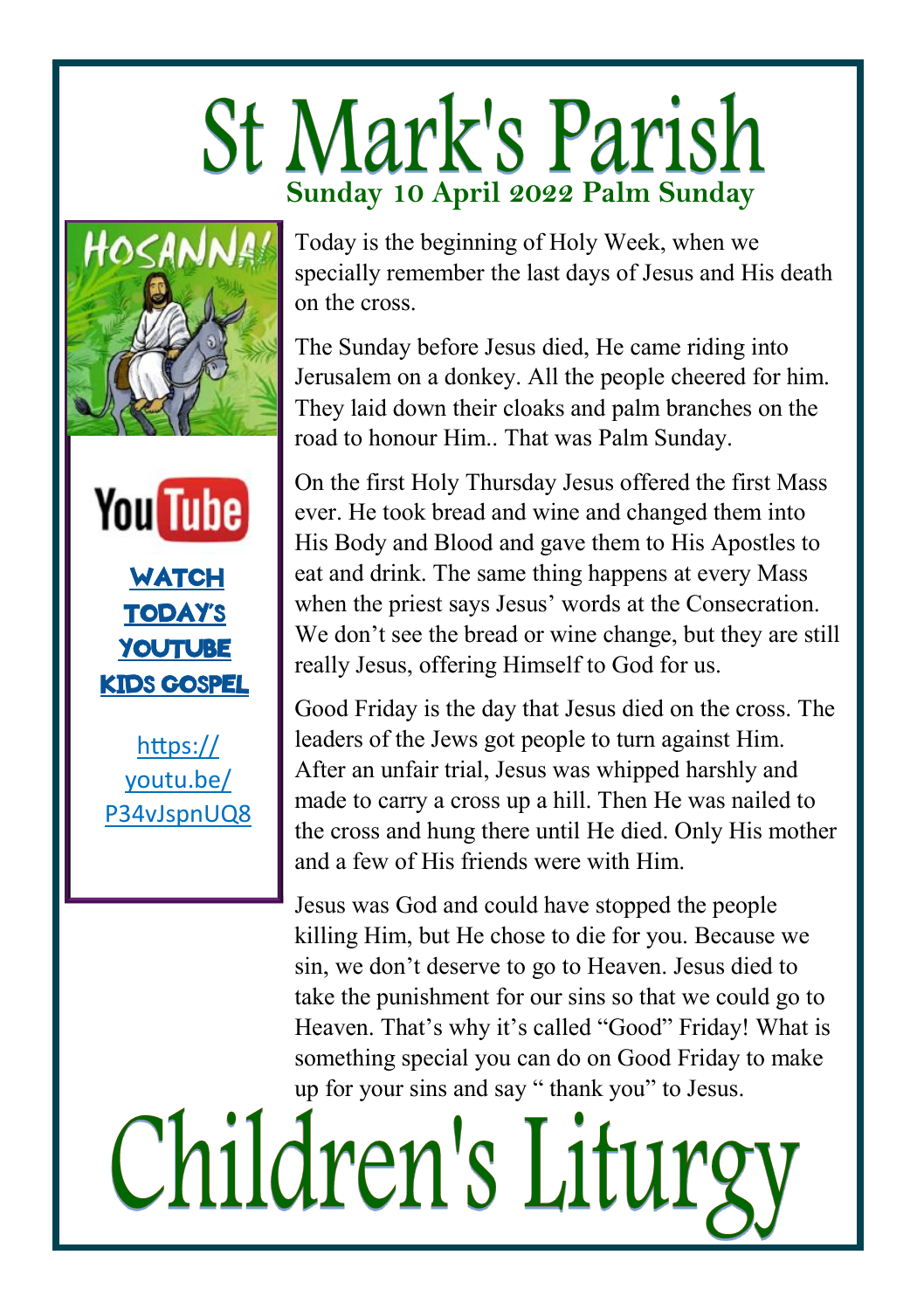# St Mark's Parish

## Sunday 10 April 2022 Palm Sunday

HOSANNA!

WATCH TODAY'S YOUTUBE KIDS GOSPEL

https://youtu.be/P34vJspnUQ8

Today is the beginning of Holy Week, when we specially remember the last days of Jesus and His death on the cross.

The Sunday before Jesus died, He came riding into Jerusalem on a donkey. All the people cheered for him. They laid down their cloaks and palm branches on the road to honour Him.. That was Palm Sunday.

On the first Holy Thursday Jesus offered the first Mass ever. He took bread and wine and changed them into His Body and Blood and gave them to His Apostles to eat and drink. The same thing happens at every Mass when the priest says Jesus' words at the Consecration. We don't see the bread or wine change, but they are still really Jesus, offering Himself to God for us.

Good Friday is the day that Jesus died on the cross. The leaders of the Jews got people to turn against Him. After an unfair trial, Jesus was whipped harshly and made to carry a cross up a hill. Then He was nailed to the cross and hung there until He died. Only His mother and a few of His friends were with Him.

Jesus was God and could have stopped the people killing Him, but He chose to die for you. Because we sin, we don't deserve to go to Heaven. Jesus died to take the punishment for our sins so that we could go to Heaven. That's why it's called "Good" Friday! What is something special you can do on Good Friday to make up for your sins and say " thank you" to Jesus.

# Children's Liturgy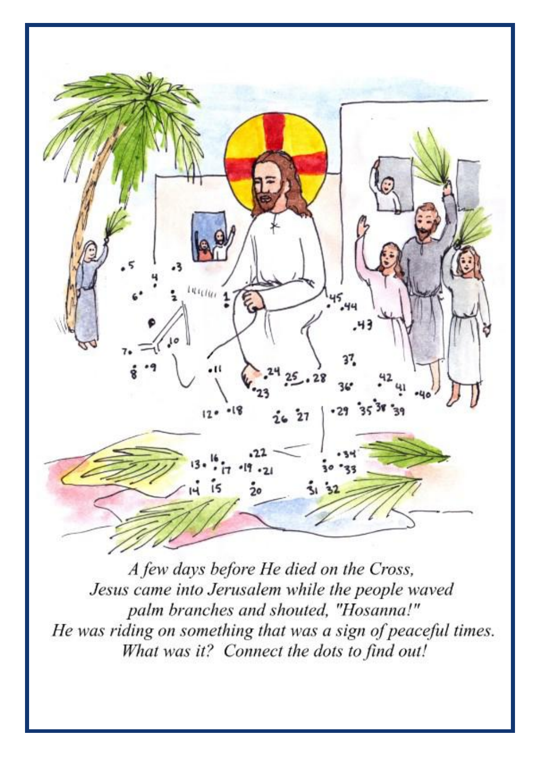*A few days before He died on the Cross,*
*Jesus came into Jerusalem while the people waved*
*palm branches and shouted, "Hosanna!"*
*He was riding on something that was a sign of peaceful times.*
*What was it? Connect the dots to find out!*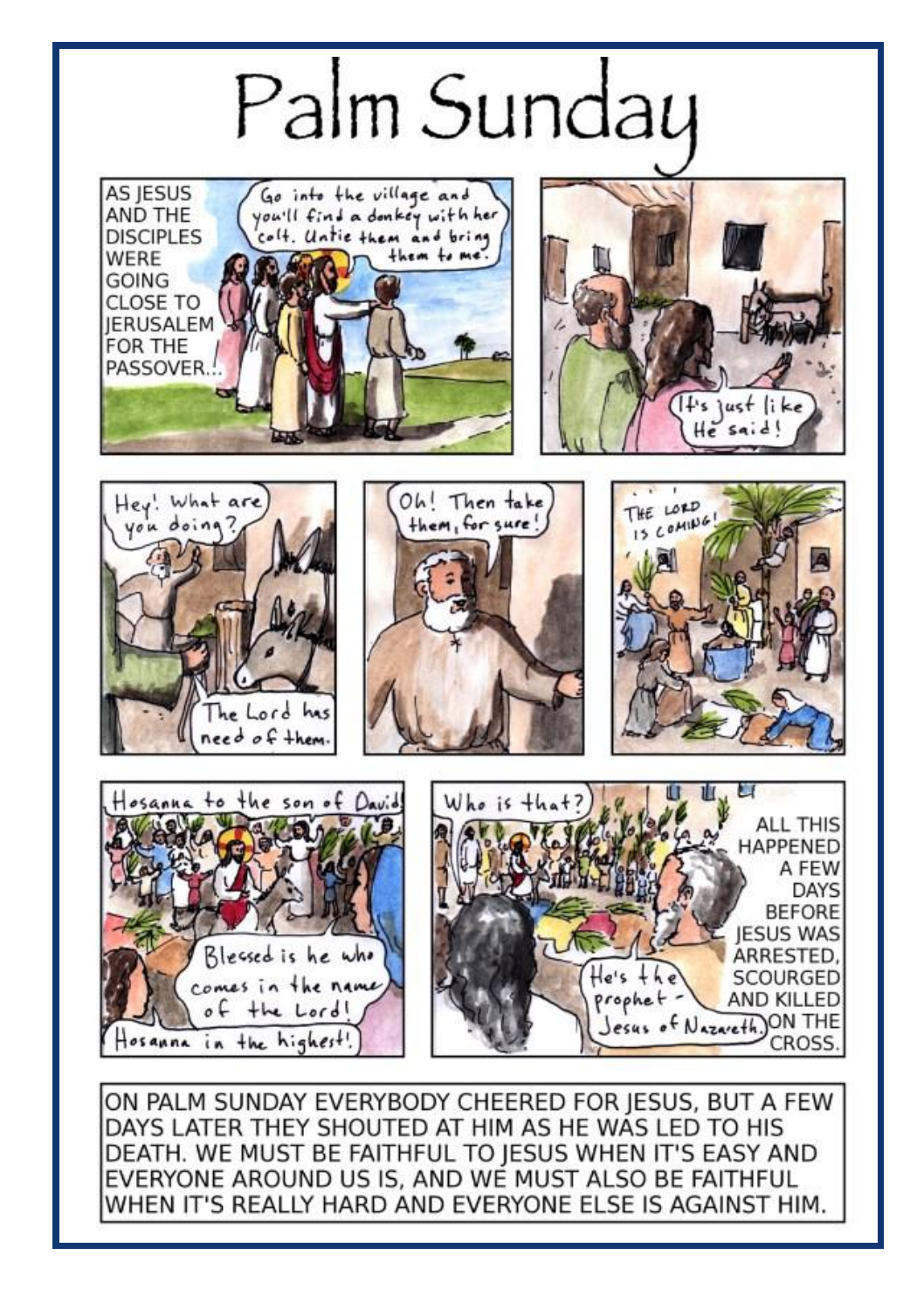# Palm Sunday

AS JESUS AND THE DISCIPLES WERE GOING CLOSE TO JERUSALEM FOR THE PASSOVER...

Go into the village and you'll find a donkey with her colt. Untie them and bring them to me.

It's just like He said!

Hey! What are you doing?

The Lord has need of them.

Oh! Then take them, for sure!

THE LORD IS COMING!

Hosanna to the son of David!

Blessed is he who comes in the name of the Lord!

Hosanna in the highest!

Who is that?

He's the prophet - Jesus of Nazareth.

ALL THIS HAPPENED A FEW DAYS BEFORE JESUS WAS ARRESTED, SCOURGED AND KILLED ON THE CROSS.

ON PALM SUNDAY EVERYBODY CHEERED FOR JESUS, BUT A FEW DAYS LATER THEY SHOUTED AT HIM AS HE WAS LED TO HIS DEATH. WE MUST BE FAITHFUL TO JESUS WHEN IT'S EASY AND EVERYONE AROUND US IS, AND WE MUST ALSO BE FAITHFUL WHEN IT'S REALLY HARD AND EVERYONE ELSE IS AGAINST HIM.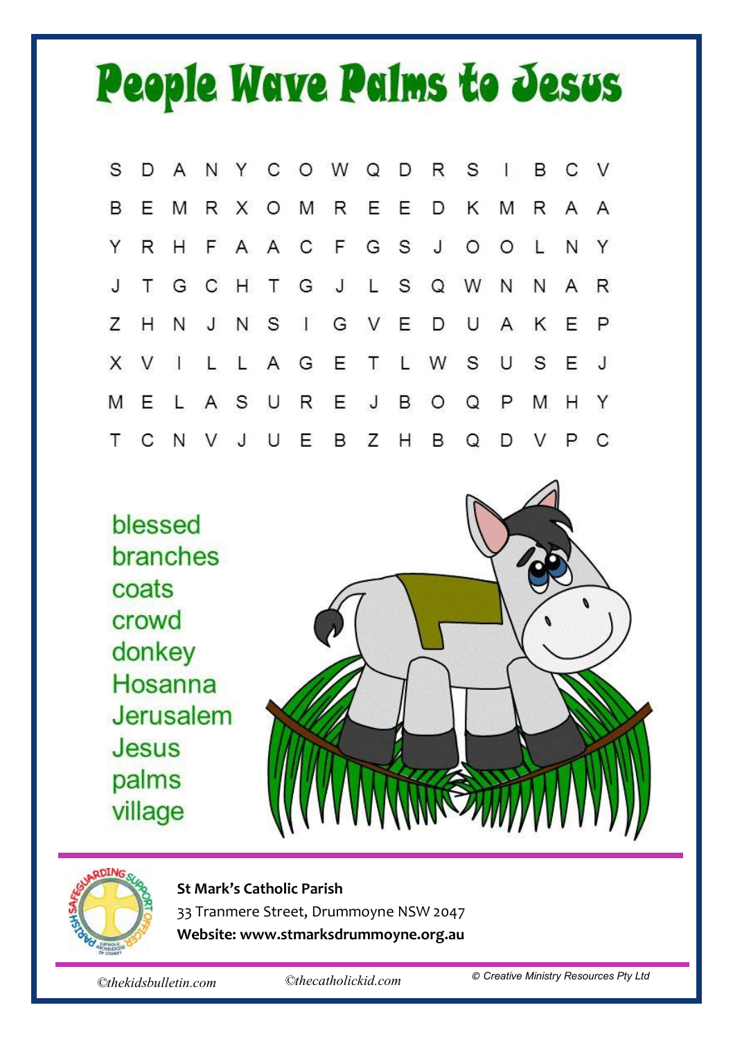# People Wave Palms to Jesus

| | | | | | | | | | | | | | | | |
|---|---|---|---|---|---|---|---|---|---|---|---|---|---|---|---|
| S | D | A | N | Y | C | O | W | Q | D | R | S | I | B | C | V |
| B | E | M | R | X | O | M | R | E | E | D | K | M | R | A | A |
| Y | R | H | F | A | A | C | F | G | S | J | O | O | L | N | Y |
| J | T | G | C | H | T | G | J | L | S | Q | W | N | N | A | R |
| Z | H | N | J | N | S | I | G | V | E | D | U | A | K | E | P |
| X | V | I | L | L | A | G | E | T | L | W | S | U | S | E | J |
| M | E | L | A | S | U | R | E | J | B | O | Q | P | M | H | Y |
| T | C | N | V | J | U | E | B | Z | H | B | Q | D | V | P | C |

blessed
branches
coats
crowd
donkey
Hosanna
Jerusalem
Jesus
palms
village

**St Mark's Catholic Parish**
33 Tranmere Street, Drummoyne NSW 2047
**Website: www.stmarksdrummoyne.org.au**

*©thekidsbulletin.com* *©thecatholickid.com* *© Creative Ministry Resources Pty Ltd*